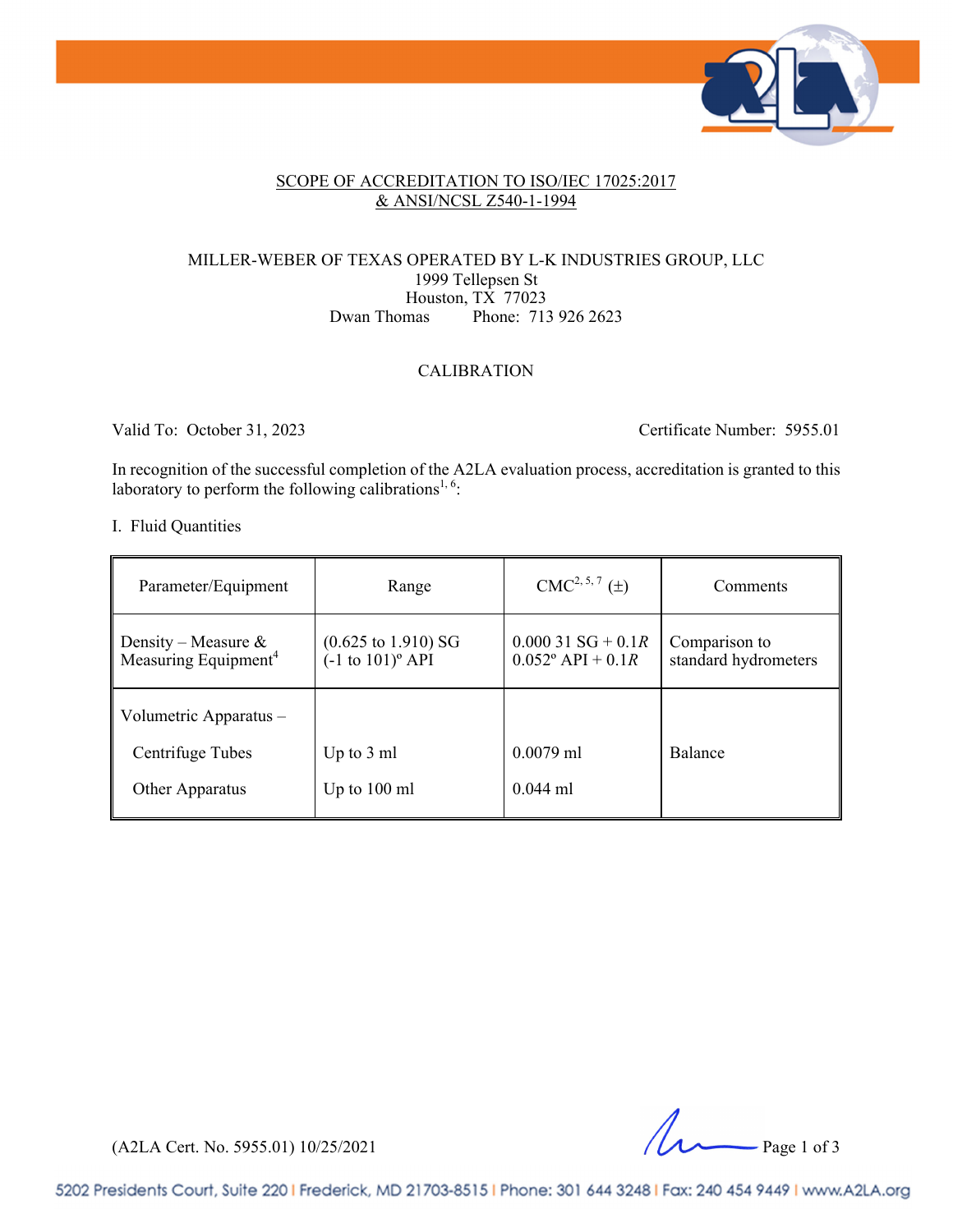SCOPE OF ACCREDITATION TO ISO/IEC 17025:2017
& ANSI/NCSL Z540-1-1994

MILLER-WEBER OF TEXAS OPERATED BY L-K INDUSTRIES GROUP, LLC
1999 Tellepsen St
Houston, TX 77023
Dwan Thomas Phone: 713 926 2623

CALIBRATION

Valid To: October 31, 2023 Certificate Number: 5955.01

In recognition of the successful completion of the A2LA evaluation process, accreditation is granted to this laboratory to perform the following calibrations[1, 6]:

I. Fluid Quantities

| Parameter/Equipment | Range | CMC[2, 5, 7] (±) | Comments |
|---|---|---|---|
| Density – Measure & Measuring Equipment[4] | (0.625 to 1.910) SG<br>(-1 to 101)º API | 0.000 31 SG + 0.1$R$<br>0.052º API + 0.1$R$ | Comparison to standard hydrometers |
| Volumetric Apparatus – | | | |
| Centrifuge Tubes | Up to 3 ml | 0.0079 ml | Balance |
| Other Apparatus | Up to 100 ml | 0.044 ml | |

(A2LA Cert. No. 5955.01) 10/25/2021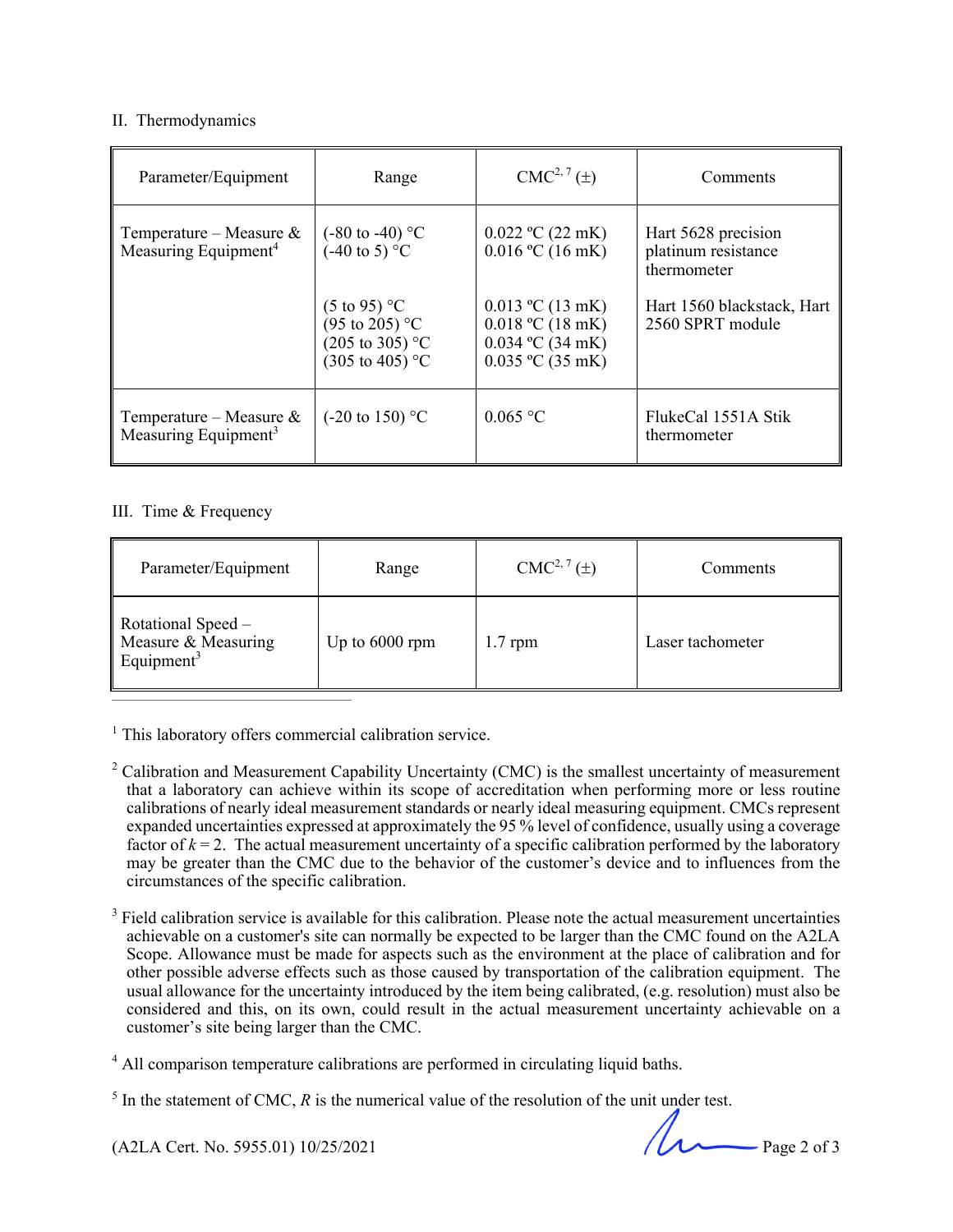II. Thermodynamics

| Parameter/Equipment | Range | CMC[2, 7] (±) | Comments |
|---|---|---|---|
| Temperature – Measure & Measuring Equipment[4] | (-80 to -40) °C<br>(-40 to 5) °C<br><br>(5 to 95) °C<br>(95 to 205) °C<br>(205 to 305) °C<br>(305 to 405) °C | 0.022 ºC (22 mK)<br>0.016 ºC (16 mK)<br><br>0.013 ºC (13 mK)<br>0.018 ºC (18 mK)<br>0.034 ºC (34 mK)<br>0.035 ºC (35 mK) | Hart 5628 precision platinum resistance thermometer<br><br>Hart 1560 blackstack, Hart 2560 SPRT module |
| Temperature – Measure & Measuring Equipment[3] | (-20 to 150) °C | 0.065 °C | FlukeCal 1551A Stik thermometer |

III. Time & Frequency

| Parameter/Equipment | Range | CMC[2, 7] (±) | Comments |
|---|---|---|---|
| Rotational Speed – Measure & Measuring Equipment[3] | Up to 6000 rpm | 1.7 rpm | Laser tachometer |

---

[1] This laboratory offers commercial calibration service.

[2] Calibration and Measurement Capability Uncertainty (CMC) is the smallest uncertainty of measurement that a laboratory can achieve within its scope of accreditation when performing more or less routine calibrations of nearly ideal measurement standards or nearly ideal measuring equipment. CMCs represent expanded uncertainties expressed at approximately the 95 % level of confidence, usually using a coverage factor of $k = 2$. The actual measurement uncertainty of a specific calibration performed by the laboratory may be greater than the CMC due to the behavior of the customer's device and to influences from the circumstances of the specific calibration.

[3] Field calibration service is available for this calibration. Please note the actual measurement uncertainties achievable on a customer's site can normally be expected to be larger than the CMC found on the A2LA Scope. Allowance must be made for aspects such as the environment at the place of calibration and for other possible adverse effects such as those caused by transportation of the calibration equipment. The usual allowance for the uncertainty introduced by the item being calibrated, (e.g. resolution) must also be considered and this, on its own, could result in the actual measurement uncertainty achievable on a customer's site being larger than the CMC.

[4] All comparison temperature calibrations are performed in circulating liquid baths.

[5] In the statement of CMC, $R$ is the numerical value of the resolution of the unit under test.

(A2LA Cert. No. 5955.01) 10/25/2021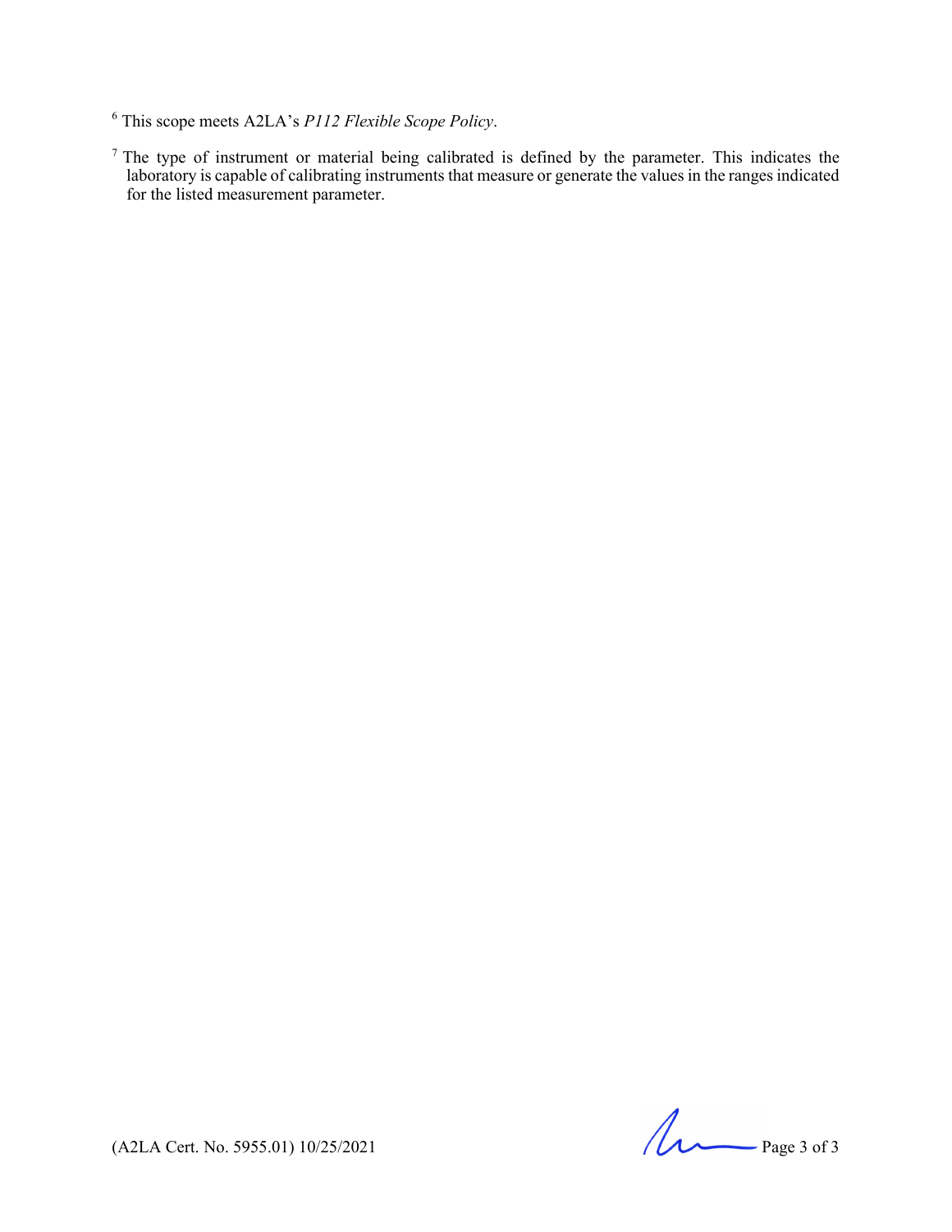[6] This scope meets A2LA's *P112 Flexible Scope Policy*.

[7] The type of instrument or material being calibrated is defined by the parameter. This indicates the laboratory is capable of calibrating instruments that measure or generate the values in the ranges indicated for the listed measurement parameter.

(A2LA Cert. No. 5955.01) 10/25/2021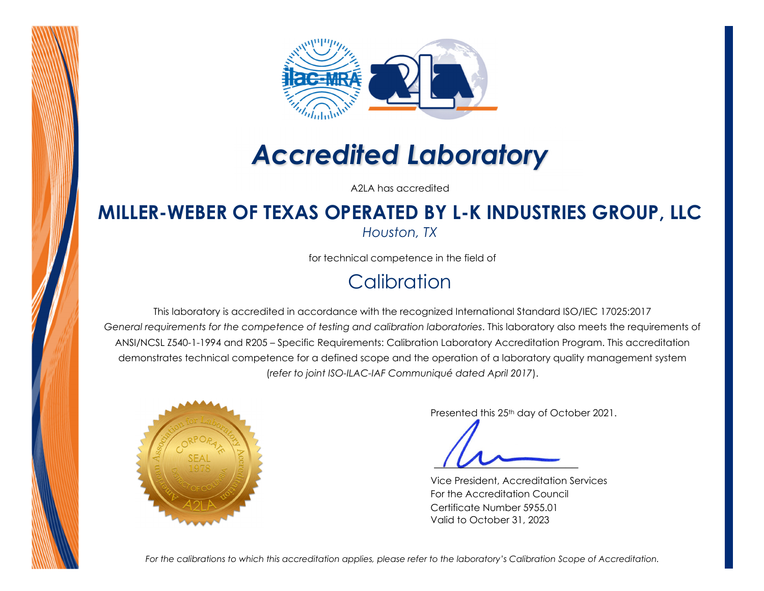# Accredited Laboratory

A2LA has accredited

## MILLER-WEBER OF TEXAS OPERATED BY L-K INDUSTRIES GROUP, LLC

*Houston, TX*

for technical competence in the field of

## Calibration

This laboratory is accredited in accordance with the recognized International Standard ISO/IEC 17025:2017 *General requirements for the competence of testing and calibration laboratories*. This laboratory also meets the requirements of ANSI/NCSL Z540-1-1994 and R205 – Specific Requirements: Calibration Laboratory Accreditation Program. This accreditation demonstrates technical competence for a defined scope and the operation of a laboratory quality management system (*refer to joint ISO-ILAC-IAF Communiqué dated April 2017*).

Presented this 25th day of October 2021.

Vice President, Accreditation Services
For the Accreditation Council
Certificate Number 5955.01
Valid to October 31, 2023

*For the calibrations to which this accreditation applies, please refer to the laboratory's Calibration Scope of Accreditation.*